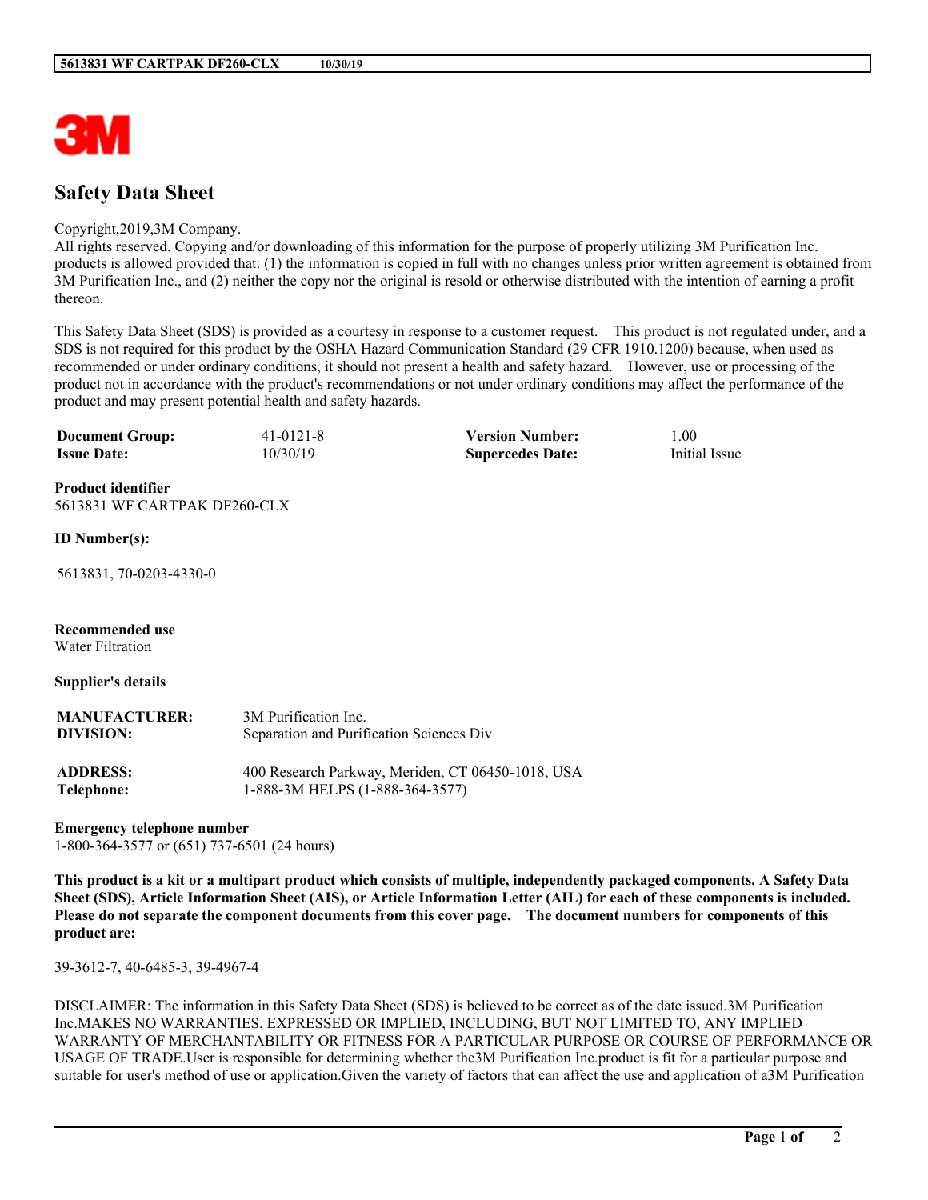# Safety Data Sheet

Copyright,2019,3M Company.
All rights reserved. Copying and/or downloading of this information for the purpose of properly utilizing 3M Purification Inc. products is allowed provided that: (1) the information is copied in full with no changes unless prior written agreement is obtained from 3M Purification Inc., and (2) neither the copy nor the original is resold or otherwise distributed with the intention of earning a profit thereon.

This Safety Data Sheet (SDS) is provided as a courtesy in response to a customer request. This product is not regulated under, and a SDS is not required for this product by the OSHA Hazard Communication Standard (29 CFR 1910.1200) because, when used as recommended or under ordinary conditions, it should not present a health and safety hazard. However, use or processing of the product not in accordance with the product's recommendations or not under ordinary conditions may affect the performance of the product and may present potential health and safety hazards.

| | | | |
|---|---|---|---|
| **Document Group:** | 41-0121-8 | **Version Number:** | 1.00 |
| **Issue Date:** | 10/30/19 | **Supercedes Date:** | Initial Issue |

**Product identifier**
5613831 WF CARTPAK DF260-CLX

**ID Number(s):**

5613831, 70-0203-4330-0

**Recommended use**
Water Filtration

**Supplier's details**

| | |
|---|---|
| **MANUFACTURER:** | 3M Purification Inc. |
| **DIVISION:** | Separation and Purification Sciences Div |
| **ADDRESS:** | 400 Research Parkway, Meriden, CT 06450-1018, USA |
| **Telephone:** | 1-888-3M HELPS (1-888-364-3577) |

**Emergency telephone number**
1-800-364-3577 or (651) 737-6501 (24 hours)

**This product is a kit or a multipart product which consists of multiple, independently packaged components. A Safety Data Sheet (SDS), Article Information Sheet (AIS), or Article Information Letter (AIL) for each of these components is included. Please do not separate the component documents from this cover page. The document numbers for components of this product are:**

39-3612-7, 40-6485-3, 39-4967-4

DISCLAIMER: The information in this Safety Data Sheet (SDS) is believed to be correct as of the date issued.3M Purification Inc.MAKES NO WARRANTIES, EXPRESSED OR IMPLIED, INCLUDING, BUT NOT LIMITED TO, ANY IMPLIED WARRANTY OF MERCHANTABILITY OR FITNESS FOR A PARTICULAR PURPOSE OR COURSE OF PERFORMANCE OR USAGE OF TRADE.User is responsible for determining whether the3M Purification Inc.product is fit for a particular purpose and suitable for user's method of use or application.Given the variety of factors that can affect the use and application of a3M Purification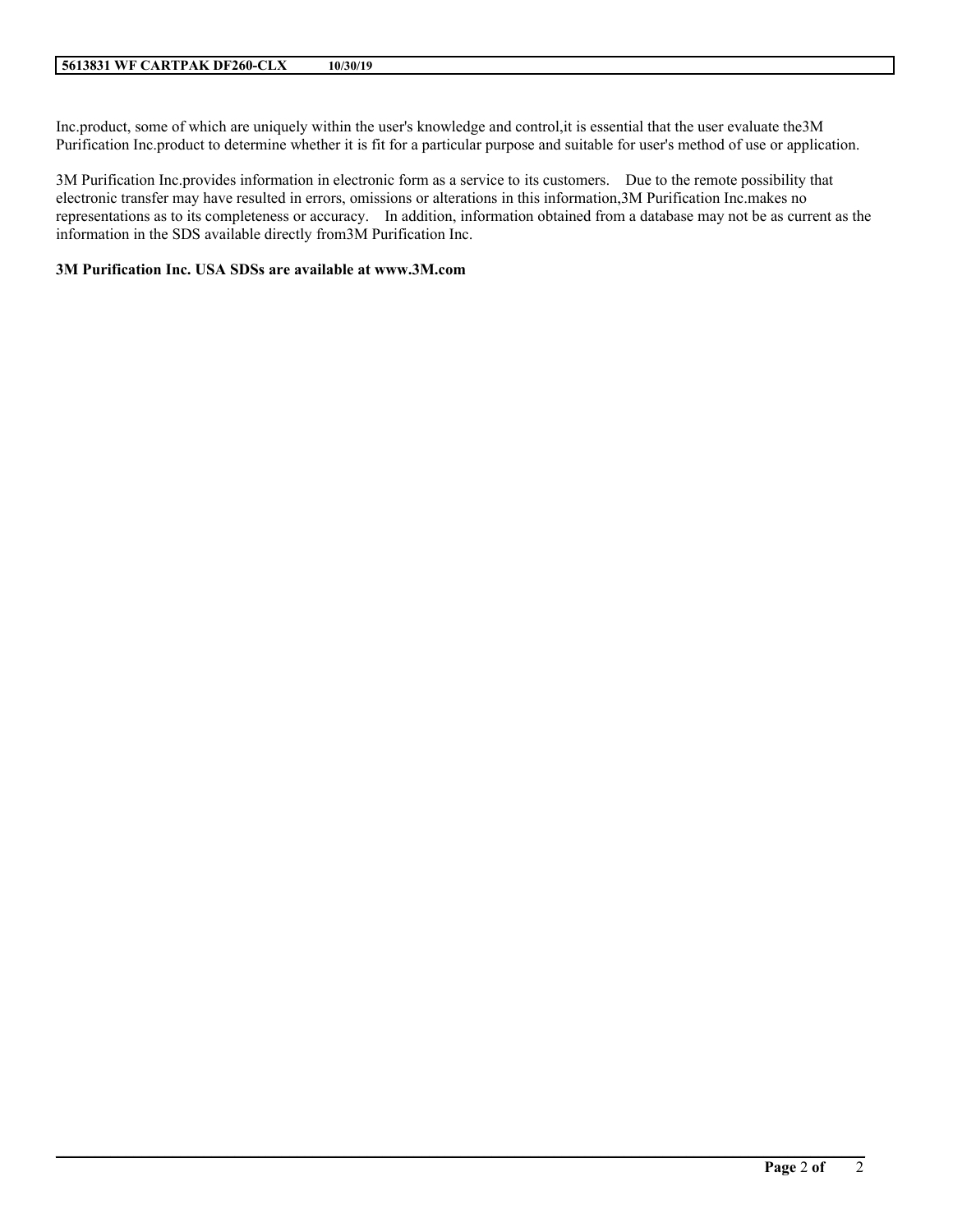Inc.product, some of which are uniquely within the user's knowledge and control,it is essential that the user evaluate the3M Purification Inc.product to determine whether it is fit for a particular purpose and suitable for user's method of use or application.

3M Purification Inc.provides information in electronic form as a service to its customers. Due to the remote possibility that electronic transfer may have resulted in errors, omissions or alterations in this information,3M Purification Inc.makes no representations as to its completeness or accuracy. In addition, information obtained from a database may not be as current as the information in the SDS available directly from3M Purification Inc.

**3M Purification Inc. USA SDSs are available at www.3M.com**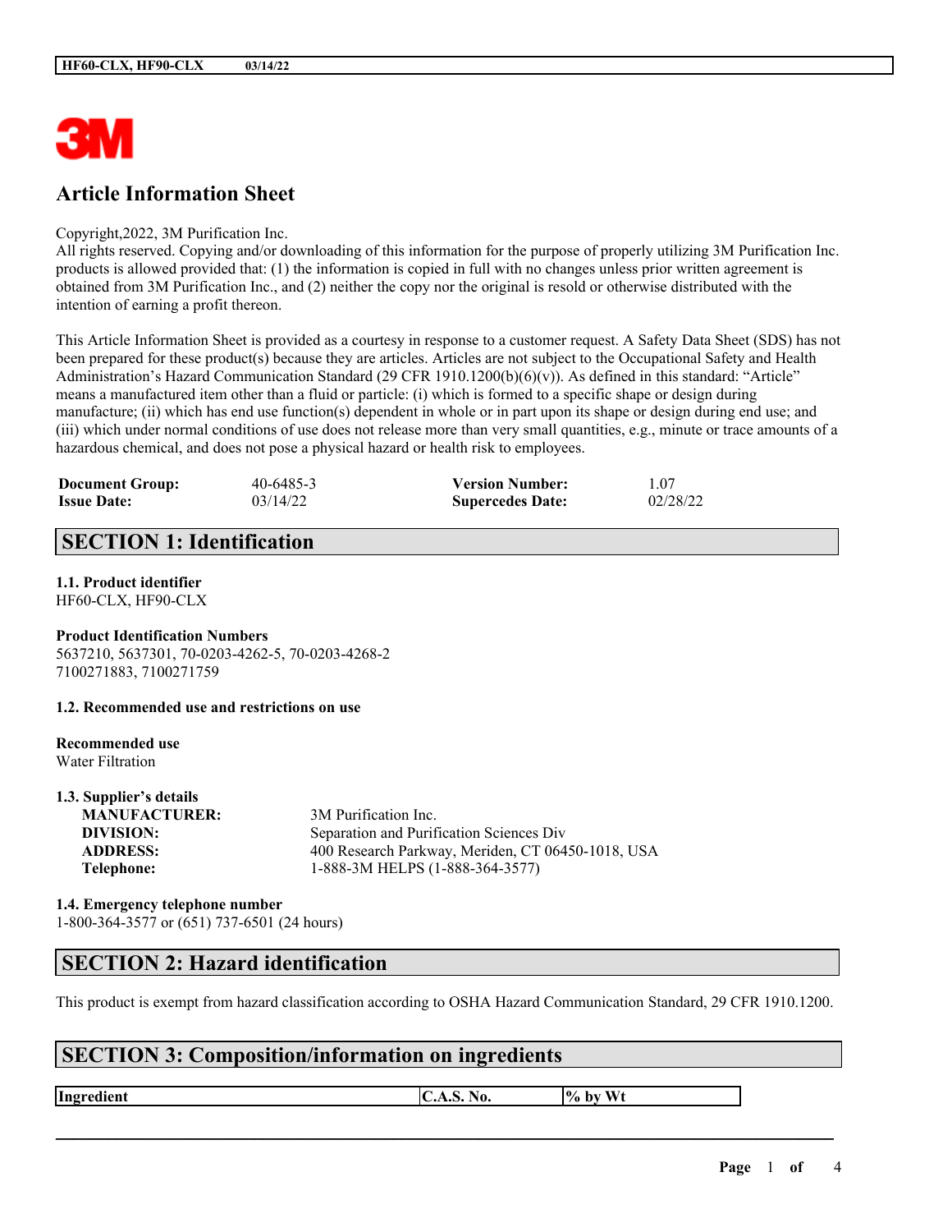# Article Information Sheet

Copyright,2022, 3M Purification Inc.
All rights reserved. Copying and/or downloading of this information for the purpose of properly utilizing 3M Purification Inc. products is allowed provided that: (1) the information is copied in full with no changes unless prior written agreement is obtained from 3M Purification Inc., and (2) neither the copy nor the original is resold or otherwise distributed with the intention of earning a profit thereon.

This Article Information Sheet is provided as a courtesy in response to a customer request. A Safety Data Sheet (SDS) has not been prepared for these product(s) because they are articles. Articles are not subject to the Occupational Safety and Health Administration's Hazard Communication Standard (29 CFR 1910.1200(b)(6)(v)). As defined in this standard: "Article" means a manufactured item other than a fluid or particle: (i) which is formed to a specific shape or design during manufacture; (ii) which has end use function(s) dependent in whole or in part upon its shape or design during end use; and (iii) which under normal conditions of use does not release more than very small quantities, e.g., minute or trace amounts of a hazardous chemical, and does not pose a physical hazard or health risk to employees.

| | | | |
|---|---|---|---|
| **Document Group:** | 40-6485-3 | **Version Number:** | 1.07 |
| **Issue Date:** | 03/14/22 | **Supercedes Date:** | 02/28/22 |

## SECTION 1: Identification

**1.1. Product identifier**
HF60-CLX, HF90-CLX

**Product Identification Numbers**
5637210, 5637301, 70-0203-4262-5, 70-0203-4268-2
7100271883, 7100271759

**1.2. Recommended use and restrictions on use**

**Recommended use**
Water Filtration

**1.3. Supplier's details**

| | |
|---|---|
| **MANUFACTURER:** | 3M Purification Inc. |
| **DIVISION:** | Separation and Purification Sciences Div |
| **ADDRESS:** | 400 Research Parkway, Meriden, CT 06450-1018, USA |
| **Telephone:** | 1-888-3M HELPS (1-888-364-3577) |

**1.4. Emergency telephone number**
1-800-364-3577 or (651) 737-6501 (24 hours)

## SECTION 2: Hazard identification

This product is exempt from hazard classification according to OSHA Hazard Communication Standard, 29 CFR 1910.1200.

## SECTION 3: Composition/information on ingredients

| Ingredient | C.A.S. No. | % by Wt |
|---|---|---|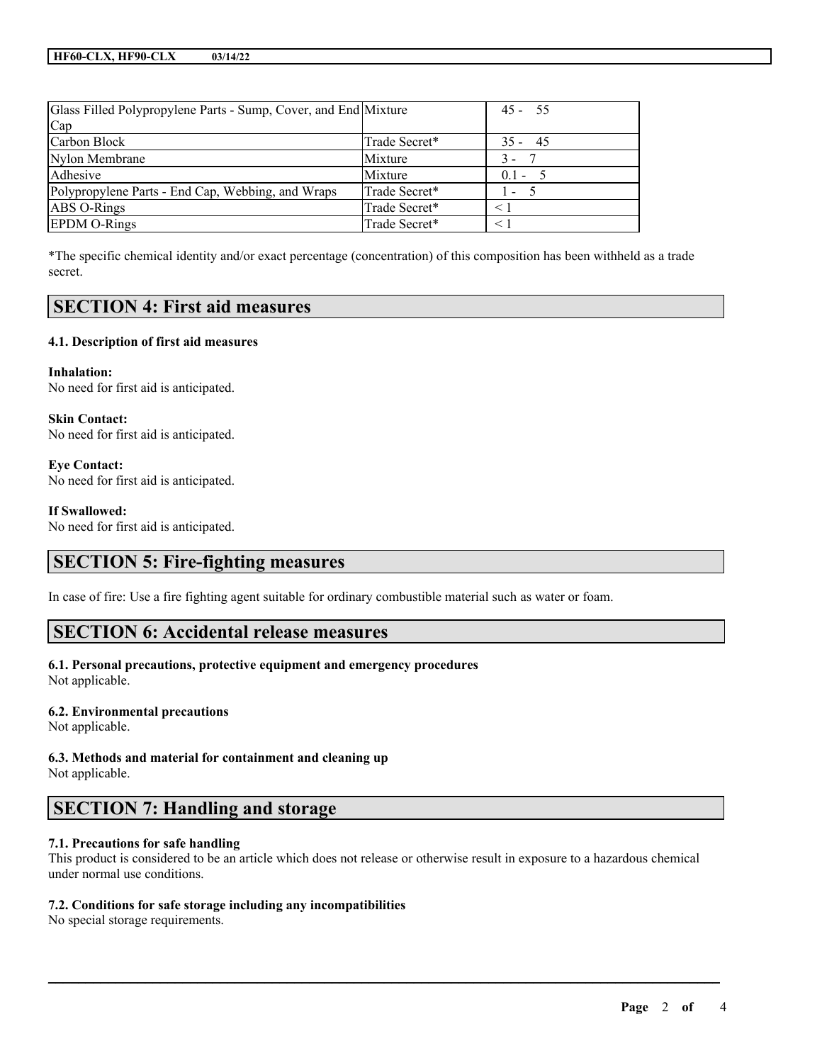| Glass Filled Polypropylene Parts - Sump, Cover, and End Cap | Mixture | 45 - 55 |
| --- | --- | --- |
| Carbon Block | Trade Secret* | 35 - 45 |
| Nylon Membrane | Mixture | 3 - 7 |
| Adhesive | Mixture | 0.1 - 5 |
| Polypropylene Parts - End Cap, Webbing, and Wraps | Trade Secret* | 1 - 5 |
| ABS O-Rings | Trade Secret* | < 1 |
| EPDM O-Rings | Trade Secret* | < 1 |

*The specific chemical identity and/or exact percentage (concentration) of this composition has been withheld as a trade secret.

## SECTION 4: First aid measures

### 4.1. Description of first aid measures

**Inhalation:**
No need for first aid is anticipated.

**Skin Contact:**
No need for first aid is anticipated.

**Eye Contact:**
No need for first aid is anticipated.

**If Swallowed:**
No need for first aid is anticipated.

## SECTION 5: Fire-fighting measures

In case of fire: Use a fire fighting agent suitable for ordinary combustible material such as water or foam.

## SECTION 6: Accidental release measures

### 6.1. Personal precautions, protective equipment and emergency procedures
Not applicable.

### 6.2. Environmental precautions
Not applicable.

### 6.3. Methods and material for containment and cleaning up
Not applicable.

## SECTION 7: Handling and storage

### 7.1. Precautions for safe handling
This product is considered to be an article which does not release or otherwise result in exposure to a hazardous chemical under normal use conditions.

### 7.2. Conditions for safe storage including any incompatibilities
No special storage requirements.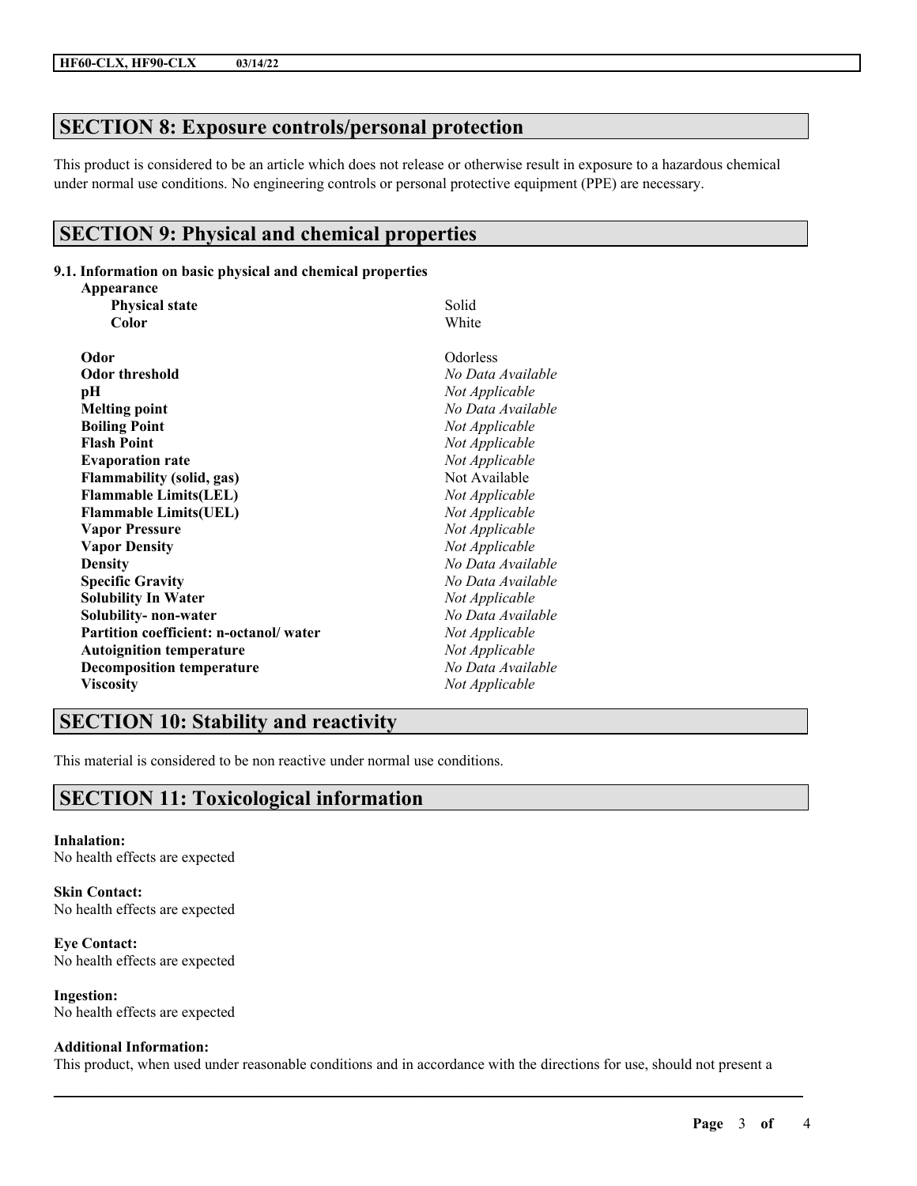## SECTION 8: Exposure controls/personal protection

This product is considered to be an article which does not release or otherwise result in exposure to a hazardous chemical under normal use conditions. No engineering controls or personal protective equipment (PPE) are necessary.

## SECTION 9: Physical and chemical properties

**9.1. Information on basic physical and chemical properties**

| Property | Value |
| --- | --- |
| **Appearance** | |
| **Physical state** | Solid |
| **Color** | White |
| **Odor** | Odorless |
| **Odor threshold** | *No Data Available* |
| **pH** | *Not Applicable* |
| **Melting point** | *No Data Available* |
| **Boiling Point** | *Not Applicable* |
| **Flash Point** | *Not Applicable* |
| **Evaporation rate** | *Not Applicable* |
| **Flammability (solid, gas)** | Not Available |
| **Flammable Limits(LEL)** | *Not Applicable* |
| **Flammable Limits(UEL)** | *Not Applicable* |
| **Vapor Pressure** | *Not Applicable* |
| **Vapor Density** | *Not Applicable* |
| **Density** | *No Data Available* |
| **Specific Gravity** | *No Data Available* |
| **Solubility In Water** | *Not Applicable* |
| **Solubility- non-water** | *No Data Available* |
| **Partition coefficient: n-octanol/ water** | *Not Applicable* |
| **Autoignition temperature** | *Not Applicable* |
| **Decomposition temperature** | *No Data Available* |
| **Viscosity** | *Not Applicable* |

## SECTION 10: Stability and reactivity

This material is considered to be non reactive under normal use conditions.

## SECTION 11: Toxicological information

**Inhalation:**
No health effects are expected

**Skin Contact:**
No health effects are expected

**Eye Contact:**
No health effects are expected

**Ingestion:**
No health effects are expected

**Additional Information:**
This product, when used under reasonable conditions and in accordance with the directions for use, should not present a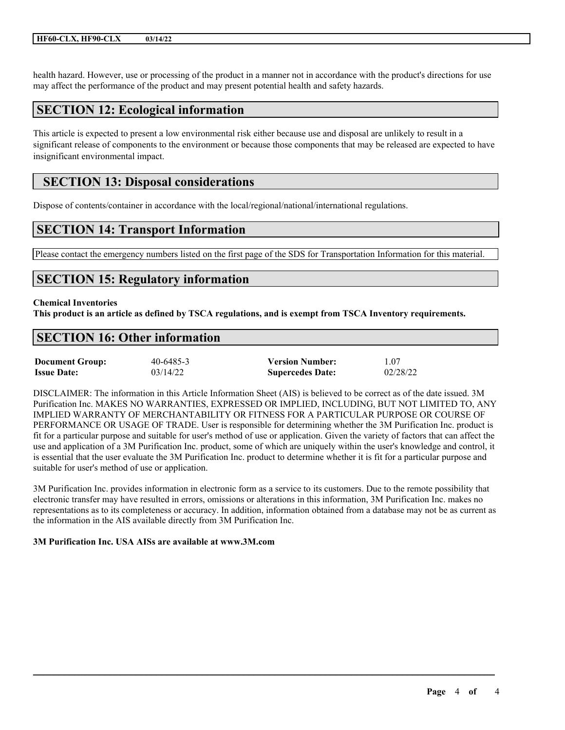health hazard. However, use or processing of the product in a manner not in accordance with the product's directions for use may affect the performance of the product and may present potential health and safety hazards.

## SECTION 12: Ecological information

This article is expected to present a low environmental risk either because use and disposal are unlikely to result in a significant release of components to the environment or because those components that may be released are expected to have insignificant environmental impact.

## SECTION 13: Disposal considerations

Dispose of contents/container in accordance with the local/regional/national/international regulations.

## SECTION 14: Transport Information

Please contact the emergency numbers listed on the first page of the SDS for Transportation Information for this material.

## SECTION 15: Regulatory information

**Chemical Inventories**

**This product is an article as defined by TSCA regulations, and is exempt from TSCA Inventory requirements.**

## SECTION 16: Other information

| | | | |
|---|---|---|---|
| **Document Group:** | 40-6485-3 | **Version Number:** | 1.07 |
| **Issue Date:** | 03/14/22 | **Supercedes Date:** | 02/28/22 |

DISCLAIMER: The information in this Article Information Sheet (AIS) is believed to be correct as of the date issued. 3M Purification Inc. MAKES NO WARRANTIES, EXPRESSED OR IMPLIED, INCLUDING, BUT NOT LIMITED TO, ANY IMPLIED WARRANTY OF MERCHANTABILITY OR FITNESS FOR A PARTICULAR PURPOSE OR COURSE OF PERFORMANCE OR USAGE OF TRADE. User is responsible for determining whether the 3M Purification Inc. product is fit for a particular purpose and suitable for user's method of use or application. Given the variety of factors that can affect the use and application of a 3M Purification Inc. product, some of which are uniquely within the user's knowledge and control, it is essential that the user evaluate the 3M Purification Inc. product to determine whether it is fit for a particular purpose and suitable for user's method of use or application.

3M Purification Inc. provides information in electronic form as a service to its customers. Due to the remote possibility that electronic transfer may have resulted in errors, omissions or alterations in this information, 3M Purification Inc. makes no representations as to its completeness or accuracy. In addition, information obtained from a database may not be as current as the information in the AIS available directly from 3M Purification Inc.

**3M Purification Inc. USA AISs are available at www.3M.com**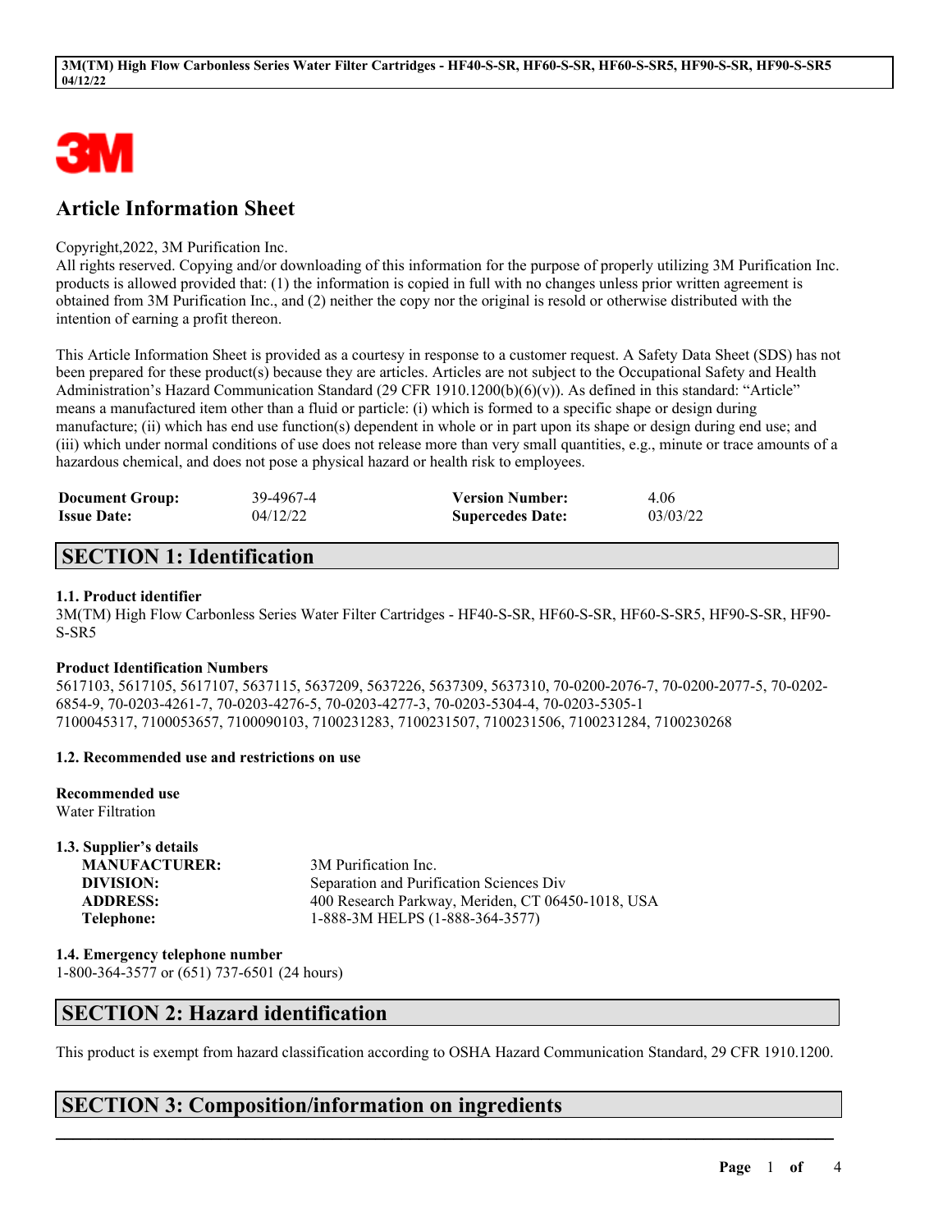3M

# Article Information Sheet

Copyright,2022, 3M Purification Inc.
All rights reserved. Copying and/or downloading of this information for the purpose of properly utilizing 3M Purification Inc. products is allowed provided that: (1) the information is copied in full with no changes unless prior written agreement is obtained from 3M Purification Inc., and (2) neither the copy nor the original is resold or otherwise distributed with the intention of earning a profit thereon.

This Article Information Sheet is provided as a courtesy in response to a customer request. A Safety Data Sheet (SDS) has not been prepared for these product(s) because they are articles. Articles are not subject to the Occupational Safety and Health Administration's Hazard Communication Standard (29 CFR 1910.1200(b)(6)(v)). As defined in this standard: "Article" means a manufactured item other than a fluid or particle: (i) which is formed to a specific shape or design during manufacture; (ii) which has end use function(s) dependent in whole or in part upon its shape or design during end use; and (iii) which under normal conditions of use does not release more than very small quantities, e.g., minute or trace amounts of a hazardous chemical, and does not pose a physical hazard or health risk to employees.

| | | | |
|---|---|---|---|
| **Document Group:** | 39-4967-4 | **Version Number:** | 4.06 |
| **Issue Date:** | 04/12/22 | **Supercedes Date:** | 03/03/22 |

## SECTION 1: Identification

### 1.1. Product identifier

3M(TM) High Flow Carbonless Series Water Filter Cartridges - HF40-S-SR, HF60-S-SR, HF60-S-SR5, HF90-S-SR, HF90-S-SR5

**Product Identification Numbers**

5617103, 5617105, 5617107, 5637115, 5637209, 5637226, 5637309, 5637310, 70-0200-2076-7, 70-0200-2077-5, 70-0202-6854-9, 70-0203-4261-7, 70-0203-4276-5, 70-0203-4277-3, 70-0203-5304-4, 70-0203-5305-1
7100045317, 7100053657, 7100090103, 7100231283, 7100231507, 7100231506, 7100231284, 7100230268

### 1.2. Recommended use and restrictions on use

**Recommended use**
Water Filtration

### 1.3. Supplier's details

| | |
|---|---|
| **MANUFACTURER:** | 3M Purification Inc. |
| **DIVISION:** | Separation and Purification Sciences Div |
| **ADDRESS:** | 400 Research Parkway, Meriden, CT 06450-1018, USA |
| **Telephone:** | 1-888-3M HELPS (1-888-364-3577) |

### 1.4. Emergency telephone number

1-800-364-3577 or (651) 737-6501 (24 hours)

## SECTION 2: Hazard identification

This product is exempt from hazard classification according to OSHA Hazard Communication Standard, 29 CFR 1910.1200.

## SECTION 3: Composition/information on ingredients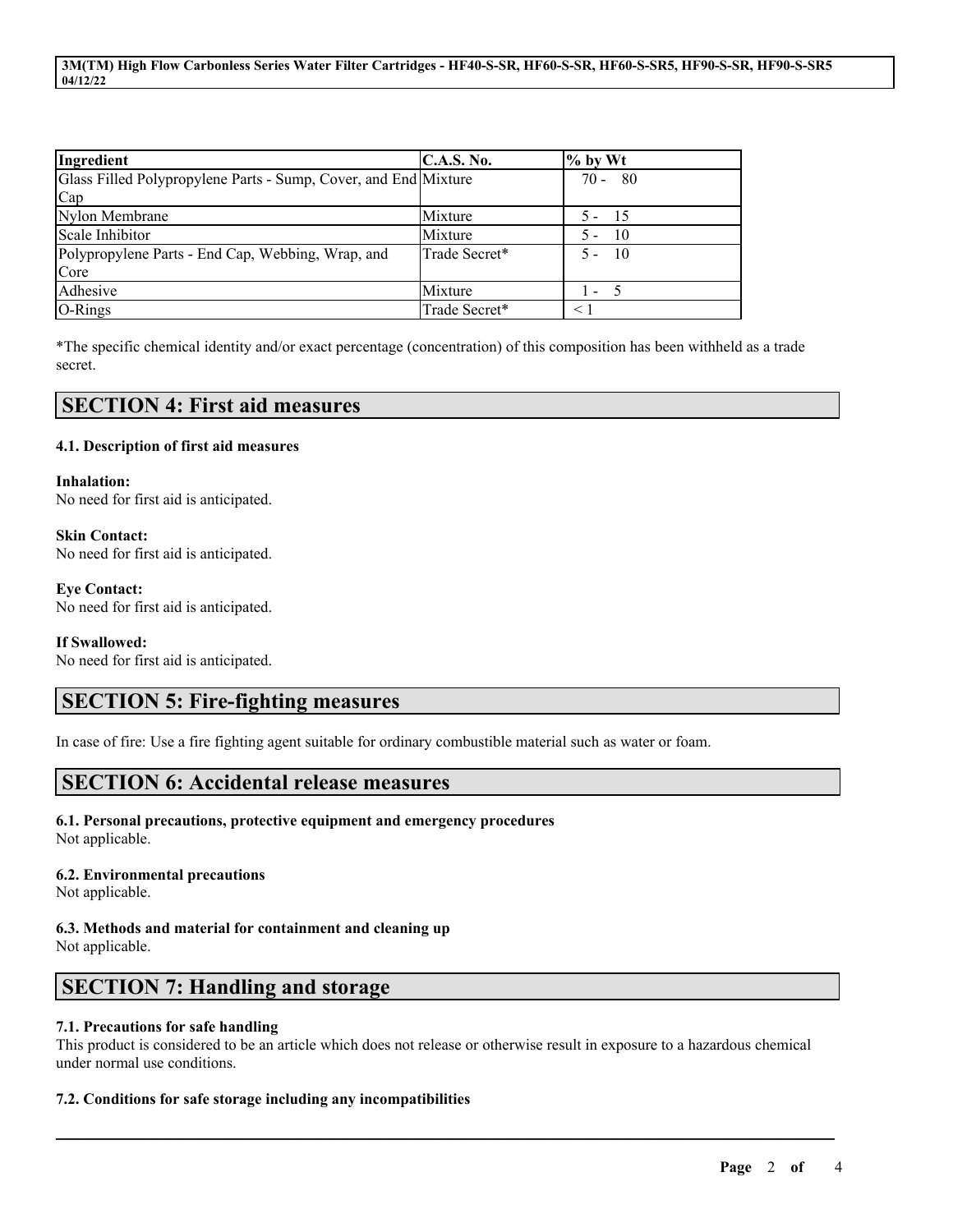| Ingredient | C.A.S. No. | % by Wt |
| --- | --- | --- |
| Glass Filled Polypropylene Parts - Sump, Cover, and End Cap | Mixture | 70 - 80 |
| Nylon Membrane | Mixture | 5 - 15 |
| Scale Inhibitor | Mixture | 5 - 10 |
| Polypropylene Parts - End Cap, Webbing, Wrap, and Core | Trade Secret* | 5 - 10 |
| Adhesive | Mixture | 1 - 5 |
| O-Rings | Trade Secret* | < 1 |

*The specific chemical identity and/or exact percentage (concentration) of this composition has been withheld as a trade secret.

## SECTION 4: First aid measures

### 4.1. Description of first aid measures

**Inhalation:**
No need for first aid is anticipated.

**Skin Contact:**
No need for first aid is anticipated.

**Eye Contact:**
No need for first aid is anticipated.

**If Swallowed:**
No need for first aid is anticipated.

## SECTION 5: Fire-fighting measures

In case of fire: Use a fire fighting agent suitable for ordinary combustible material such as water or foam.

## SECTION 6: Accidental release measures

### 6.1. Personal precautions, protective equipment and emergency procedures
Not applicable.

### 6.2. Environmental precautions
Not applicable.

### 6.3. Methods and material for containment and cleaning up
Not applicable.

## SECTION 7: Handling and storage

### 7.1. Precautions for safe handling
This product is considered to be an article which does not release or otherwise result in exposure to a hazardous chemical under normal use conditions.

### 7.2. Conditions for safe storage including any incompatibilities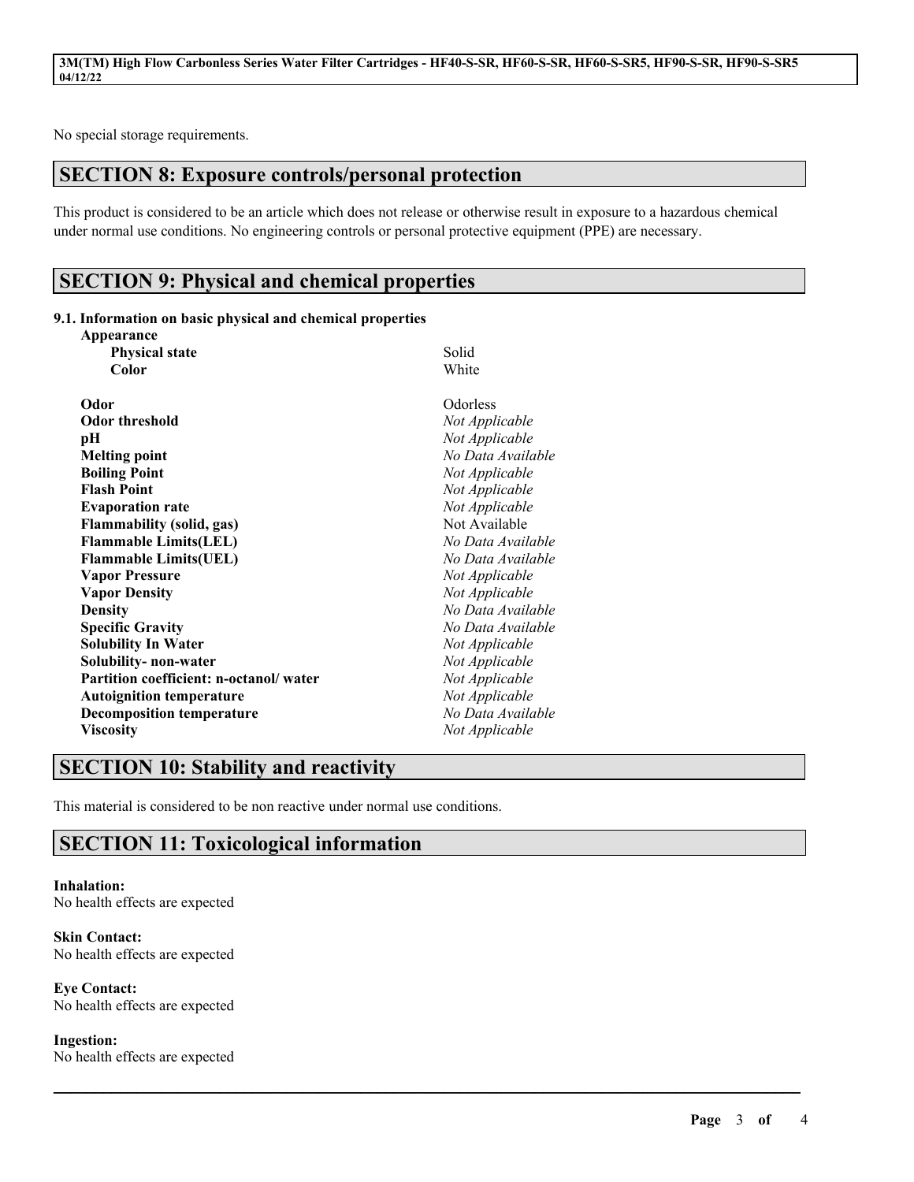No special storage requirements.

## SECTION 8: Exposure controls/personal protection

This product is considered to be an article which does not release or otherwise result in exposure to a hazardous chemical under normal use conditions. No engineering controls or personal protective equipment (PPE) are necessary.

## SECTION 9: Physical and chemical properties

### 9.1. Information on basic physical and chemical properties

| Property | Value |
| --- | --- |
| **Appearance** | |
| **Physical state** | Solid |
| **Color** | White |
| **Odor** | Odorless |
| **Odor threshold** | *Not Applicable* |
| **pH** | *Not Applicable* |
| **Melting point** | *No Data Available* |
| **Boiling Point** | *Not Applicable* |
| **Flash Point** | *Not Applicable* |
| **Evaporation rate** | *Not Applicable* |
| **Flammability (solid, gas)** | Not Available |
| **Flammable Limits(LEL)** | *No Data Available* |
| **Flammable Limits(UEL)** | *No Data Available* |
| **Vapor Pressure** | *Not Applicable* |
| **Vapor Density** | *Not Applicable* |
| **Density** | *No Data Available* |
| **Specific Gravity** | *No Data Available* |
| **Solubility In Water** | *Not Applicable* |
| **Solubility- non-water** | *Not Applicable* |
| **Partition coefficient: n-octanol/ water** | *Not Applicable* |
| **Autoignition temperature** | *Not Applicable* |
| **Decomposition temperature** | *No Data Available* |
| **Viscosity** | *Not Applicable* |

## SECTION 10: Stability and reactivity

This material is considered to be non reactive under normal use conditions.

## SECTION 11: Toxicological information

**Inhalation:**
No health effects are expected

**Skin Contact:**
No health effects are expected

**Eye Contact:**
No health effects are expected

**Ingestion:**
No health effects are expected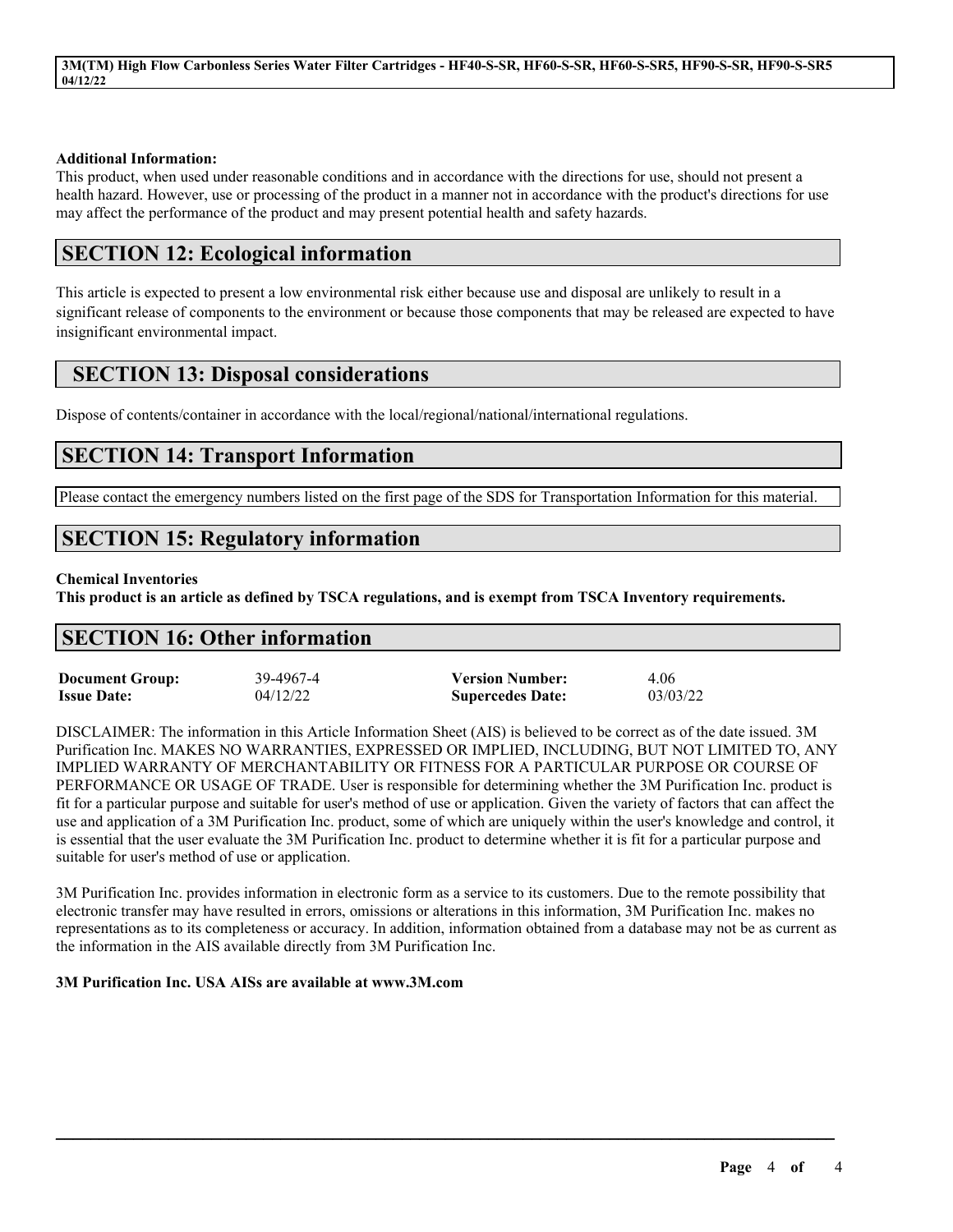**Additional Information:**
This product, when used under reasonable conditions and in accordance with the directions for use, should not present a health hazard. However, use or processing of the product in a manner not in accordance with the product's directions for use may affect the performance of the product and may present potential health and safety hazards.

## SECTION 12: Ecological information

This article is expected to present a low environmental risk either because use and disposal are unlikely to result in a significant release of components to the environment or because those components that may be released are expected to have insignificant environmental impact.

## SECTION 13: Disposal considerations

Dispose of contents/container in accordance with the local/regional/national/international regulations.

## SECTION 14: Transport Information

Please contact the emergency numbers listed on the first page of the SDS for Transportation Information for this material.

## SECTION 15: Regulatory information

**Chemical Inventories**
**This product is an article as defined by TSCA regulations, and is exempt from TSCA Inventory requirements.**

## SECTION 16: Other information

| | | | |
|---|---|---|---|
| **Document Group:** | 39-4967-4 | **Version Number:** | 4.06 |
| **Issue Date:** | 04/12/22 | **Supercedes Date:** | 03/03/22 |

DISCLAIMER: The information in this Article Information Sheet (AIS) is believed to be correct as of the date issued. 3M Purification Inc. MAKES NO WARRANTIES, EXPRESSED OR IMPLIED, INCLUDING, BUT NOT LIMITED TO, ANY IMPLIED WARRANTY OF MERCHANTABILITY OR FITNESS FOR A PARTICULAR PURPOSE OR COURSE OF PERFORMANCE OR USAGE OF TRADE. User is responsible for determining whether the 3M Purification Inc. product is fit for a particular purpose and suitable for user's method of use or application. Given the variety of factors that can affect the use and application of a 3M Purification Inc. product, some of which are uniquely within the user's knowledge and control, it is essential that the user evaluate the 3M Purification Inc. product to determine whether it is fit for a particular purpose and suitable for user's method of use or application.

3M Purification Inc. provides information in electronic form as a service to its customers. Due to the remote possibility that electronic transfer may have resulted in errors, omissions or alterations in this information, 3M Purification Inc. makes no representations as to its completeness or accuracy. In addition, information obtained from a database may not be as current as the information in the AIS available directly from 3M Purification Inc.

**3M Purification Inc. USA AISs are available at www.3M.com**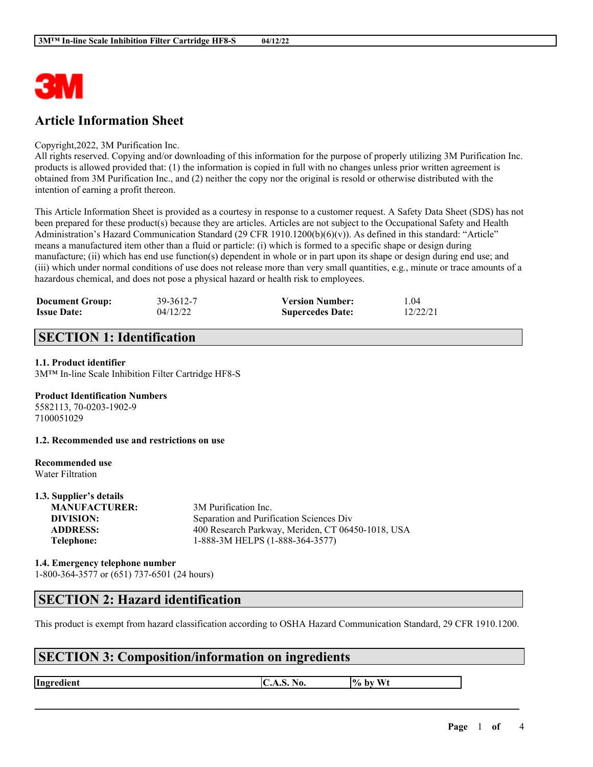# Article Information Sheet

Copyright,2022, 3M Purification Inc.
All rights reserved. Copying and/or downloading of this information for the purpose of properly utilizing 3M Purification Inc. products is allowed provided that: (1) the information is copied in full with no changes unless prior written agreement is obtained from 3M Purification Inc., and (2) neither the copy nor the original is resold or otherwise distributed with the intention of earning a profit thereon.

This Article Information Sheet is provided as a courtesy in response to a customer request. A Safety Data Sheet (SDS) has not been prepared for these product(s) because they are articles. Articles are not subject to the Occupational Safety and Health Administration's Hazard Communication Standard (29 CFR 1910.1200(b)(6)(v)). As defined in this standard: "Article" means a manufactured item other than a fluid or particle: (i) which is formed to a specific shape or design during manufacture; (ii) which has end use function(s) dependent in whole or in part upon its shape or design during end use; and (iii) which under normal conditions of use does not release more than very small quantities, e.g., minute or trace amounts of a hazardous chemical, and does not pose a physical hazard or health risk to employees.

| | | | |
|---|---|---|---|
| **Document Group:** | 39-3612-7 | **Version Number:** | 1.04 |
| **Issue Date:** | 04/12/22 | **Supercedes Date:** | 12/22/21 |

## SECTION 1: Identification

**1.1. Product identifier**
3M™ In-line Scale Inhibition Filter Cartridge HF8-S

**Product Identification Numbers**
5582113, 70-0203-1902-9
7100051029

**1.2. Recommended use and restrictions on use**

**Recommended use**
Water Filtration

**1.3. Supplier's details**

| | |
|---|---|
| **MANUFACTURER:** | 3M Purification Inc. |
| **DIVISION:** | Separation and Purification Sciences Div |
| **ADDRESS:** | 400 Research Parkway, Meriden, CT 06450-1018, USA |
| **Telephone:** | 1-888-3M HELPS (1-888-364-3577) |

**1.4. Emergency telephone number**
1-800-364-3577 or (651) 737-6501 (24 hours)

## SECTION 2: Hazard identification

This product is exempt from hazard classification according to OSHA Hazard Communication Standard, 29 CFR 1910.1200.

## SECTION 3: Composition/information on ingredients

| Ingredient | C.A.S. No. | % by Wt |
|---|---|---|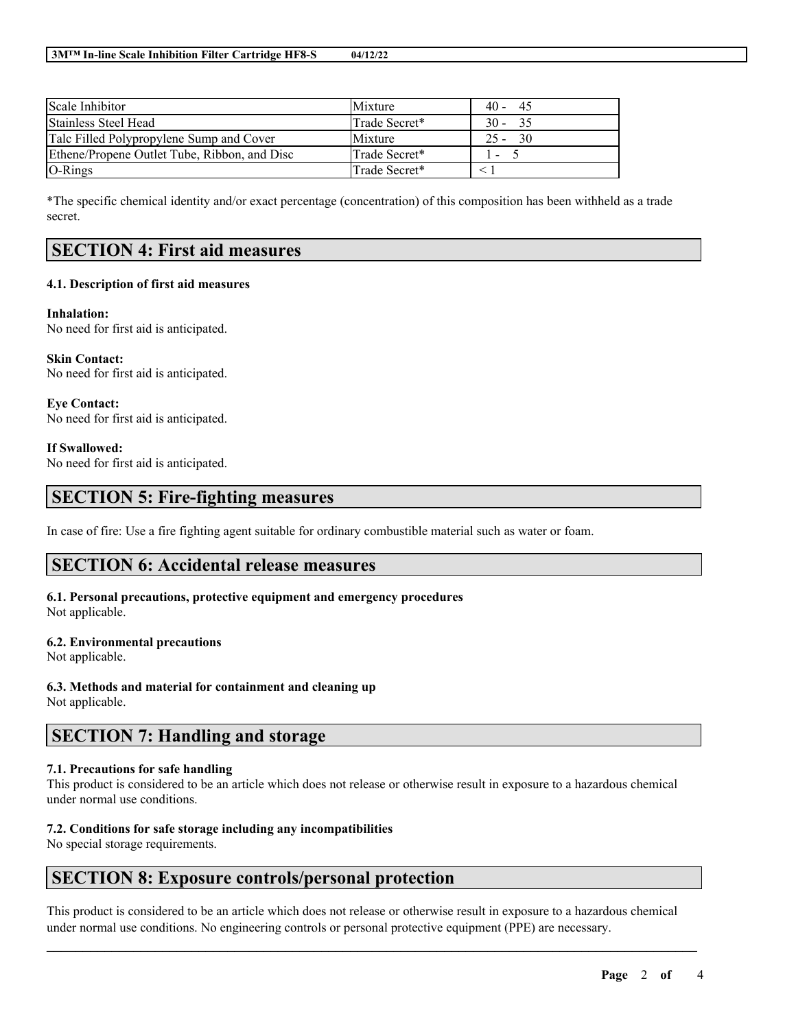| Scale Inhibitor | Mixture | 40 - 45 |
| --- | --- | --- |
| Stainless Steel Head | Trade Secret* | 30 - 35 |
| Talc Filled Polypropylene Sump and Cover | Mixture | 25 - 30 |
| Ethene/Propene Outlet Tube, Ribbon, and Disc | Trade Secret* | 1 - 5 |
| O-Rings | Trade Secret* | < 1 |

*The specific chemical identity and/or exact percentage (concentration) of this composition has been withheld as a trade secret.

## SECTION 4: First aid measures

### 4.1. Description of first aid measures

**Inhalation:**
No need for first aid is anticipated.

**Skin Contact:**
No need for first aid is anticipated.

**Eye Contact:**
No need for first aid is anticipated.

**If Swallowed:**
No need for first aid is anticipated.

## SECTION 5: Fire-fighting measures

In case of fire: Use a fire fighting agent suitable for ordinary combustible material such as water or foam.

## SECTION 6: Accidental release measures

### 6.1. Personal precautions, protective equipment and emergency procedures
Not applicable.

### 6.2. Environmental precautions
Not applicable.

### 6.3. Methods and material for containment and cleaning up
Not applicable.

## SECTION 7: Handling and storage

### 7.1. Precautions for safe handling
This product is considered to be an article which does not release or otherwise result in exposure to a hazardous chemical under normal use conditions.

### 7.2. Conditions for safe storage including any incompatibilities
No special storage requirements.

## SECTION 8: Exposure controls/personal protection

This product is considered to be an article which does not release or otherwise result in exposure to a hazardous chemical under normal use conditions. No engineering controls or personal protective equipment (PPE) are necessary.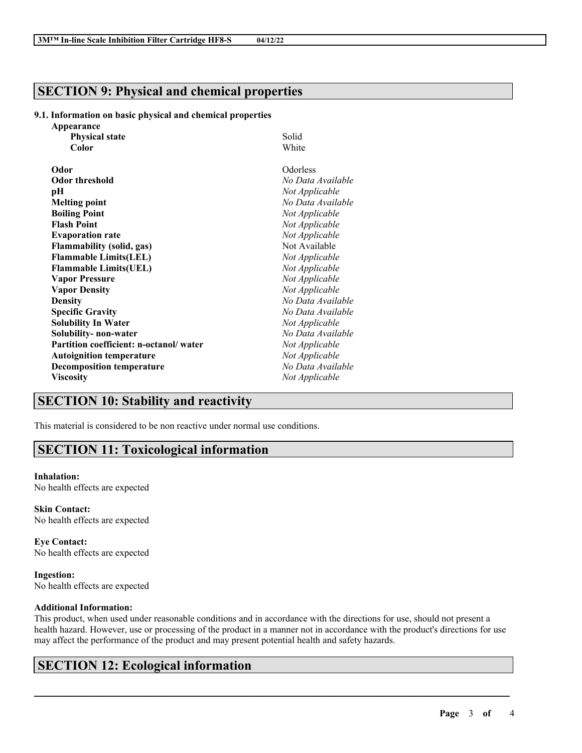## SECTION 9: Physical and chemical properties

### 9.1. Information on basic physical and chemical properties

| Property | Value |
|---|---|
| **Appearance** | |
| **Physical state** | Solid |
| **Color** | White |
| **Odor** | Odorless |
| **Odor threshold** | *No Data Available* |
| **pH** | *Not Applicable* |
| **Melting point** | *No Data Available* |
| **Boiling Point** | *Not Applicable* |
| **Flash Point** | *Not Applicable* |
| **Evaporation rate** | *Not Applicable* |
| **Flammability (solid, gas)** | Not Available |
| **Flammable Limits(LEL)** | *Not Applicable* |
| **Flammable Limits(UEL)** | *Not Applicable* |
| **Vapor Pressure** | *Not Applicable* |
| **Vapor Density** | *Not Applicable* |
| **Density** | *No Data Available* |
| **Specific Gravity** | *No Data Available* |
| **Solubility In Water** | *Not Applicable* |
| **Solubility- non-water** | *No Data Available* |
| **Partition coefficient: n-octanol/ water** | *Not Applicable* |
| **Autoignition temperature** | *Not Applicable* |
| **Decomposition temperature** | *No Data Available* |
| **Viscosity** | *Not Applicable* |

## SECTION 10: Stability and reactivity

This material is considered to be non reactive under normal use conditions.

## SECTION 11: Toxicological information

**Inhalation:**
No health effects are expected

**Skin Contact:**
No health effects are expected

**Eye Contact:**
No health effects are expected

**Ingestion:**
No health effects are expected

**Additional Information:**
This product, when used under reasonable conditions and in accordance with the directions for use, should not present a health hazard. However, use or processing of the product in a manner not in accordance with the product's directions for use may affect the performance of the product and may present potential health and safety hazards.

## SECTION 12: Ecological information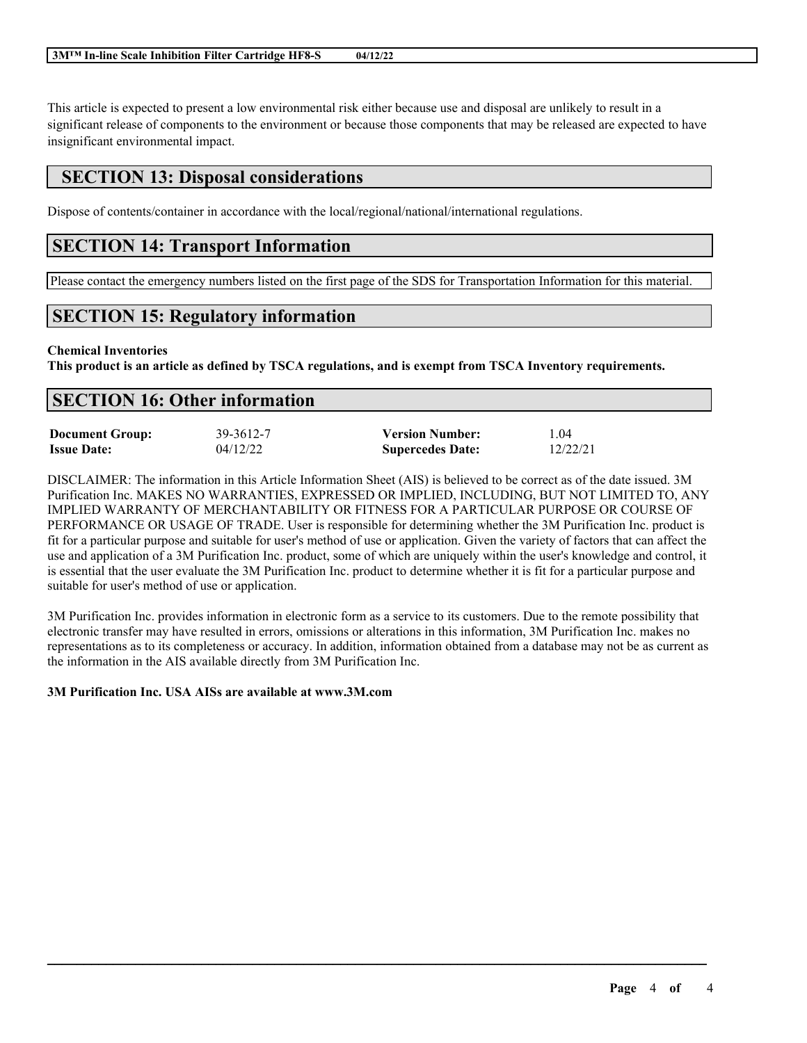This article is expected to present a low environmental risk either because use and disposal are unlikely to result in a significant release of components to the environment or because those components that may be released are expected to have insignificant environmental impact.

## SECTION 13: Disposal considerations

Dispose of contents/container in accordance with the local/regional/national/international regulations.

## SECTION 14: Transport Information

Please contact the emergency numbers listed on the first page of the SDS for Transportation Information for this material.

## SECTION 15: Regulatory information

**Chemical Inventories**

**This product is an article as defined by TSCA regulations, and is exempt from TSCA Inventory requirements.**

## SECTION 16: Other information

| | | | |
|---|---|---|---|
| **Document Group:** | 39-3612-7 | **Version Number:** | 1.04 |
| **Issue Date:** | 04/12/22 | **Supercedes Date:** | 12/22/21 |

DISCLAIMER: The information in this Article Information Sheet (AIS) is believed to be correct as of the date issued. 3M Purification Inc. MAKES NO WARRANTIES, EXPRESSED OR IMPLIED, INCLUDING, BUT NOT LIMITED TO, ANY IMPLIED WARRANTY OF MERCHANTABILITY OR FITNESS FOR A PARTICULAR PURPOSE OR COURSE OF PERFORMANCE OR USAGE OF TRADE. User is responsible for determining whether the 3M Purification Inc. product is fit for a particular purpose and suitable for user's method of use or application. Given the variety of factors that can affect the use and application of a 3M Purification Inc. product, some of which are uniquely within the user's knowledge and control, it is essential that the user evaluate the 3M Purification Inc. product to determine whether it is fit for a particular purpose and suitable for user's method of use or application.

3M Purification Inc. provides information in electronic form as a service to its customers. Due to the remote possibility that electronic transfer may have resulted in errors, omissions or alterations in this information, 3M Purification Inc. makes no representations as to its completeness or accuracy. In addition, information obtained from a database may not be as current as the information in the AIS available directly from 3M Purification Inc.

**3M Purification Inc. USA AISs are available at www.3M.com**